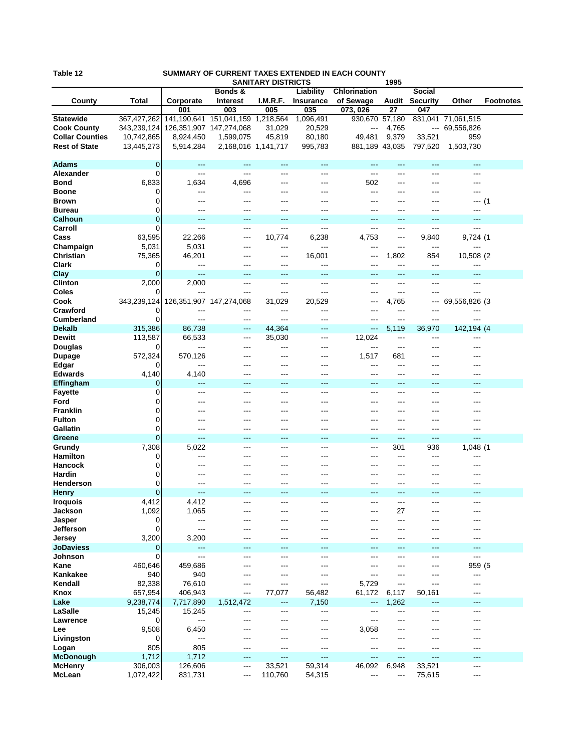Table 12 SUMMARY OF CURRENT TAXES EXTENDED IN EACH COUNTY
SANITARY DISTRICTS 1995

| County | Total | Corporate | Bonds & Interest | I.M.R.F. | Liability Insurance | Chlorination of Sewage | Audit | Social Security | Other | Footnotes |
|---|---|---|---|---|---|---|---|---|---|---|
| | | 001 | 003 | 005 | 035 | 073, 026 | 27 | 047 | | |
| **Statewide** | 367,427,262 | 141,190,641 | 151,041,159 | 1,218,564 | 1,096,491 | 930,670 | 57,180 | 831,041 | 71,061,515 | |
| **Cook County** | 343,239,124 | 126,351,907 | 147,274,068 | 31,029 | 20,529 | --- | 4,765 | --- | 69,556,826 | |
| **Collar Counties** | 10,742,865 | 8,924,450 | 1,599,075 | 45,819 | 80,180 | 49,481 | 9,379 | 33,521 | 959 | |
| **Rest of State** | 13,445,273 | 5,914,284 | 2,168,016 | 1,141,717 | 995,783 | 881,189 | 43,035 | 797,520 | 1,503,730 | |
| **Adams** | 0 | --- | --- | --- | --- | --- | --- | --- | --- | |
| **Alexander** | 0 | --- | --- | --- | --- | --- | --- | --- | --- | |
| **Bond** | 6,833 | 1,634 | 4,696 | --- | --- | 502 | --- | --- | --- | |
| **Boone** | 0 | --- | --- | --- | --- | --- | --- | --- | --- | |
| **Brown** | 0 | --- | --- | --- | --- | --- | --- | --- | --- | (1 |
| **Bureau** | 0 | --- | --- | --- | --- | --- | --- | --- | --- | |
| **Calhoun** | 0 | --- | --- | --- | --- | --- | --- | --- | --- | |
| **Carroll** | 0 | --- | --- | --- | --- | --- | --- | --- | --- | |
| **Cass** | 63,595 | 22,266 | --- | 10,774 | 6,238 | 4,753 | --- | 9,840 | 9,724 | (1 |
| **Champaign** | 5,031 | 5,031 | --- | --- | --- | --- | --- | --- | --- | |
| **Christian** | 75,365 | 46,201 | --- | --- | 16,001 | --- | 1,802 | 854 | 10,508 | (2 |
| **Clark** | 0 | --- | --- | --- | --- | --- | --- | --- | --- | |
| **Clay** | 0 | --- | --- | --- | --- | --- | --- | --- | --- | |
| **Clinton** | 2,000 | 2,000 | --- | --- | --- | --- | --- | --- | --- | |
| **Coles** | 0 | --- | --- | --- | --- | --- | --- | --- | --- | |
| **Cook** | 343,239,124 | 126,351,907 | 147,274,068 | 31,029 | 20,529 | --- | 4,765 | --- | 69,556,826 | (3 |
| **Crawford** | 0 | --- | --- | --- | --- | --- | --- | --- | --- | |
| **Cumberland** | 0 | --- | --- | --- | --- | --- | --- | --- | --- | |
| **Dekalb** | 315,386 | 86,738 | --- | 44,364 | --- | --- | 5,119 | 36,970 | 142,194 | (4 |
| **Dewitt** | 113,587 | 66,533 | --- | 35,030 | --- | 12,024 | --- | --- | --- | |
| **Douglas** | 0 | --- | --- | --- | --- | --- | --- | --- | --- | |
| **Dupage** | 572,324 | 570,126 | --- | --- | --- | 1,517 | 681 | --- | --- | |
| **Edgar** | 0 | --- | --- | --- | --- | --- | --- | --- | --- | |
| **Edwards** | 4,140 | 4,140 | --- | --- | --- | --- | --- | --- | --- | |
| **Effingham** | 0 | --- | --- | --- | --- | --- | --- | --- | --- | |
| **Fayette** | 0 | --- | --- | --- | --- | --- | --- | --- | --- | |
| **Ford** | 0 | --- | --- | --- | --- | --- | --- | --- | --- | |
| **Franklin** | 0 | --- | --- | --- | --- | --- | --- | --- | --- | |
| **Fulton** | 0 | --- | --- | --- | --- | --- | --- | --- | --- | |
| **Gallatin** | 0 | --- | --- | --- | --- | --- | --- | --- | --- | |
| **Greene** | 0 | --- | --- | --- | --- | --- | --- | --- | --- | |
| **Grundy** | 7,308 | 5,022 | --- | --- | --- | --- | 301 | 936 | 1,048 | (1 |
| **Hamilton** | 0 | --- | --- | --- | --- | --- | --- | --- | --- | |
| **Hancock** | 0 | --- | --- | --- | --- | --- | --- | --- | --- | |
| **Hardin** | 0 | --- | --- | --- | --- | --- | --- | --- | --- | |
| **Henderson** | 0 | --- | --- | --- | --- | --- | --- | --- | --- | |
| **Henry** | 0 | --- | --- | --- | --- | --- | --- | --- | --- | |
| **Iroquois** | 4,412 | 4,412 | --- | --- | --- | --- | --- | --- | --- | |
| **Jackson** | 1,092 | 1,065 | --- | --- | --- | --- | 27 | --- | --- | |
| **Jasper** | 0 | --- | --- | --- | --- | --- | --- | --- | --- | |
| **Jefferson** | 0 | --- | --- | --- | --- | --- | --- | --- | --- | |
| **Jersey** | 3,200 | 3,200 | --- | --- | --- | --- | --- | --- | --- | |
| **JoDaviess** | 0 | --- | --- | --- | --- | --- | --- | --- | --- | |
| **Johnson** | 0 | --- | --- | --- | --- | --- | --- | --- | --- | |
| **Kane** | 460,646 | 459,686 | --- | --- | --- | --- | --- | --- | 959 | (5 |
| **Kankakee** | 940 | 940 | --- | --- | --- | --- | --- | --- | --- | |
| **Kendall** | 82,338 | 76,610 | --- | --- | --- | 5,729 | --- | --- | --- | |
| **Knox** | 657,954 | 406,943 | --- | 77,077 | 56,482 | 61,172 | 6,117 | 50,161 | --- | |
| **Lake** | 9,238,774 | 7,717,890 | 1,512,472 | --- | 7,150 | --- | 1,262 | --- | --- | |
| **LaSalle** | 15,245 | 15,245 | --- | --- | --- | --- | --- | --- | --- | |
| **Lawrence** | 0 | --- | --- | --- | --- | --- | --- | --- | --- | |
| **Lee** | 9,508 | 6,450 | --- | --- | --- | 3,058 | --- | --- | --- | |
| **Livingston** | 0 | --- | --- | --- | --- | --- | --- | --- | --- | |
| **Logan** | 805 | 805 | --- | --- | --- | --- | --- | --- | --- | |
| **McDonough** | 1,712 | 1,712 | --- | --- | --- | --- | --- | --- | --- | |
| **McHenry** | 306,003 | 126,606 | --- | 33,521 | 59,314 | 46,092 | 6,948 | 33,521 | --- | |
| **McLean** | 1,072,422 | 831,731 | --- | 110,760 | 54,315 | --- | --- | 75,615 | --- | |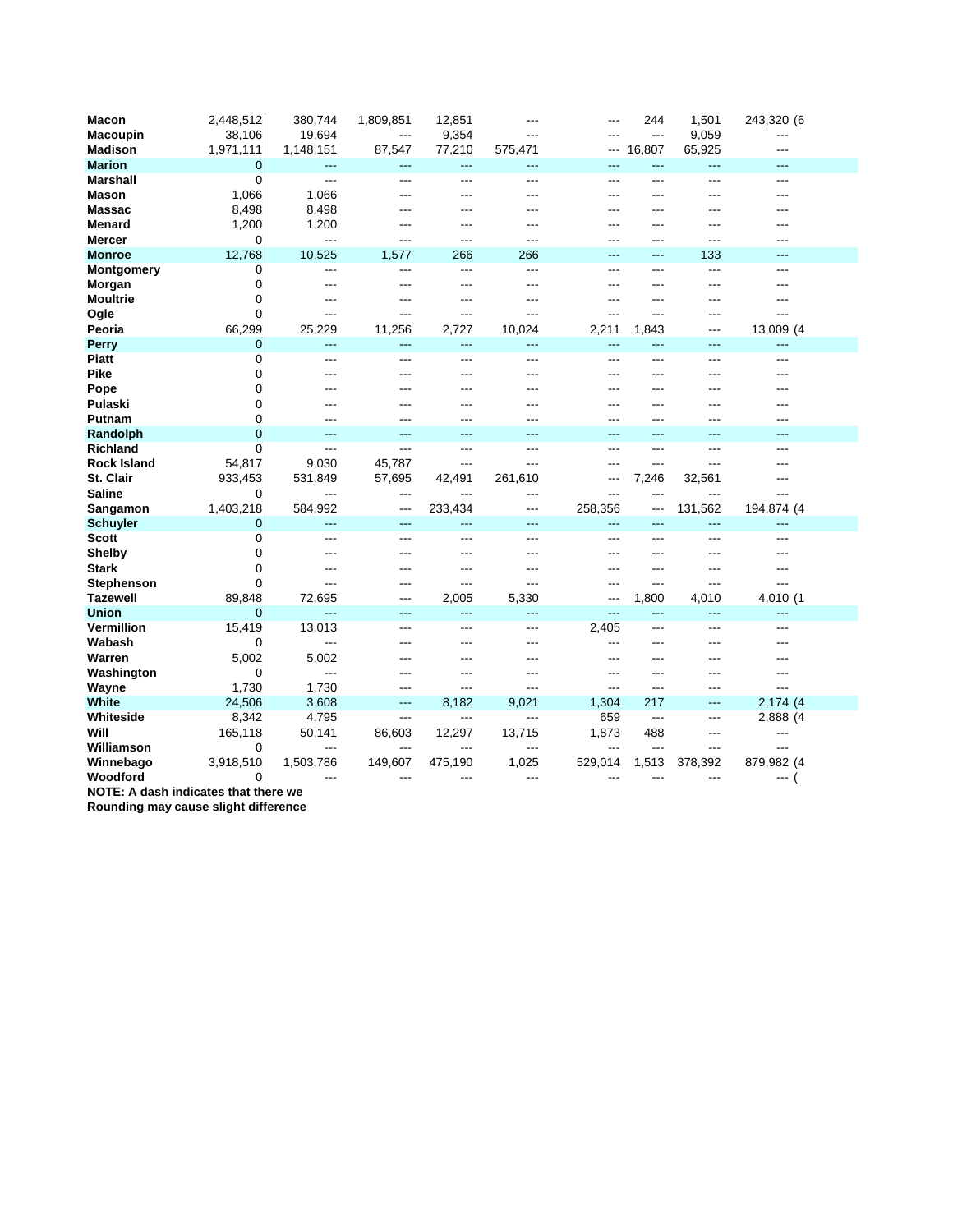| | | | | | | | | | |
|---|---|---|---|---|---|---|---|---|---|
| **Macon** | 2,448,512 | 380,744 | 1,809,851 | 12,851 | --- | --- | 244 | 1,501 | 243,320 (6 |
| **Macoupin** | 38,106 | 19,694 | --- | 9,354 | --- | --- | --- | 9,059 | --- |
| **Madison** | 1,971,111 | 1,148,151 | 87,547 | 77,210 | 575,471 | --- | 16,807 | 65,925 | --- |
| **Marion** | 0 | --- | --- | --- | --- | --- | --- | --- | --- |
| **Marshall** | 0 | --- | --- | --- | --- | --- | --- | --- | --- |
| **Mason** | 1,066 | 1,066 | --- | --- | --- | --- | --- | --- | --- |
| **Massac** | 8,498 | 8,498 | --- | --- | --- | --- | --- | --- | --- |
| **Menard** | 1,200 | 1,200 | --- | --- | --- | --- | --- | --- | --- |
| **Mercer** | 0 | --- | --- | --- | --- | --- | --- | --- | --- |
| **Monroe** | 12,768 | 10,525 | 1,577 | 266 | 266 | --- | --- | 133 | --- |
| **Montgomery** | 0 | --- | --- | --- | --- | --- | --- | --- | --- |
| **Morgan** | 0 | --- | --- | --- | --- | --- | --- | --- | --- |
| **Moultrie** | 0 | --- | --- | --- | --- | --- | --- | --- | --- |
| **Ogle** | 0 | --- | --- | --- | --- | --- | --- | --- | --- |
| **Peoria** | 66,299 | 25,229 | 11,256 | 2,727 | 10,024 | 2,211 | 1,843 | --- | 13,009 (4 |
| **Perry** | 0 | --- | --- | --- | --- | --- | --- | --- | --- |
| **Piatt** | 0 | --- | --- | --- | --- | --- | --- | --- | --- |
| **Pike** | 0 | --- | --- | --- | --- | --- | --- | --- | --- |
| **Pope** | 0 | --- | --- | --- | --- | --- | --- | --- | --- |
| **Pulaski** | 0 | --- | --- | --- | --- | --- | --- | --- | --- |
| **Putnam** | 0 | --- | --- | --- | --- | --- | --- | --- | --- |
| **Randolph** | 0 | --- | --- | --- | --- | --- | --- | --- | --- |
| **Richland** | 0 | --- | --- | --- | --- | --- | --- | --- | --- |
| **Rock Island** | 54,817 | 9,030 | 45,787 | --- | --- | --- | --- | --- | --- |
| **St. Clair** | 933,453 | 531,849 | 57,695 | 42,491 | 261,610 | --- | 7,246 | 32,561 | --- |
| **Saline** | 0 | --- | --- | --- | --- | --- | --- | --- | --- |
| **Sangamon** | 1,403,218 | 584,992 | --- | 233,434 | --- | 258,356 | --- | 131,562 | 194,874 (4 |
| **Schuyler** | 0 | --- | --- | --- | --- | --- | --- | --- | --- |
| **Scott** | 0 | --- | --- | --- | --- | --- | --- | --- | --- |
| **Shelby** | 0 | --- | --- | --- | --- | --- | --- | --- | --- |
| **Stark** | 0 | --- | --- | --- | --- | --- | --- | --- | --- |
| **Stephenson** | 0 | --- | --- | --- | --- | --- | --- | --- | --- |
| **Tazewell** | 89,848 | 72,695 | --- | 2,005 | 5,330 | --- | 1,800 | 4,010 | 4,010 (1 |
| **Union** | 0 | --- | --- | --- | --- | --- | --- | --- | --- |
| **Vermillion** | 15,419 | 13,013 | --- | --- | --- | 2,405 | --- | --- | --- |
| **Wabash** | 0 | --- | --- | --- | --- | --- | --- | --- | --- |
| **Warren** | 5,002 | 5,002 | --- | --- | --- | --- | --- | --- | --- |
| **Washington** | 0 | --- | --- | --- | --- | --- | --- | --- | --- |
| **Wayne** | 1,730 | 1,730 | --- | --- | --- | --- | --- | --- | --- |
| **White** | 24,506 | 3,608 | --- | 8,182 | 9,021 | 1,304 | 217 | --- | 2,174 (4 |
| **Whiteside** | 8,342 | 4,795 | --- | --- | --- | 659 | --- | --- | 2,888 (4 |
| **Will** | 165,118 | 50,141 | 86,603 | 12,297 | 13,715 | 1,873 | 488 | --- | --- |
| **Williamson** | 0 | --- | --- | --- | --- | --- | --- | --- | --- |
| **Winnebago** | 3,918,510 | 1,503,786 | 149,607 | 475,190 | 1,025 | 529,014 | 1,513 | 378,392 | 879,982 (4 |
| **Woodford** | 0 | --- | --- | --- | --- | --- | --- | --- | --- ( |

**NOTE: A dash indicates that there we**

**Rounding may cause slight difference**